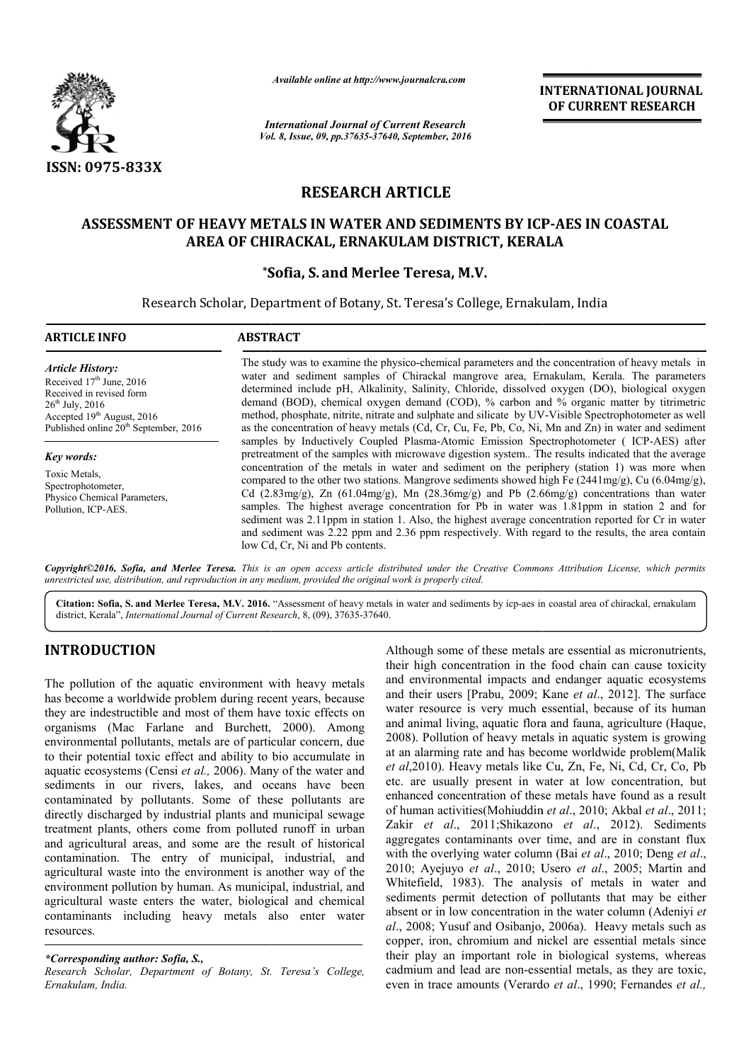ISSN: 0975-833X

*Available online at http://www.journalcra.com*

*International Journal of Current Research*
*Vol. 8, Issue, 09, pp.37635-37640, September, 2016*

**INTERNATIONAL JOURNAL OF CURRENT RESEARCH**

# RESEARCH ARTICLE

## ASSESSMENT OF HEAVY METALS IN WATER AND SEDIMENTS BY ICP-AES IN COASTAL AREA OF CHIRACKAL, ERNAKULAM DISTRICT, KERALA

***Sofia, S. and Merlee Teresa, M.V.**

Research Scholar, Department of Botany, St. Teresa's College, Ernakulam, India

**ARTICLE INFO**

*Article History:*
Received 17th June, 2016
Received in revised form
26th July, 2016
Accepted 19th August, 2016
Published online 20th September, 2016

*Key words:*
Toxic Metals,
Spectrophotometer,
Physico Chemical Parameters,
Pollution, ICP-AES.

**ABSTRACT**

The study was to examine the physico-chemical parameters and the concentration of heavy metals in water and sediment samples of Chirackal mangrove area, Ernakulam, Kerala. The parameters determined include pH, Alkalinity, Salinity, Chloride, dissolved oxygen (DO), biological oxygen demand (BOD), chemical oxygen demand (COD), % carbon and % organic matter by titrimetric method, phosphate, nitrite, nitrate and sulphate and silicate by UV-Visible Spectrophotometer as well as the concentration of heavy metals (Cd, Cr, Cu, Fe, Pb, Co, Ni, Mn and Zn) in water and sediment samples by Inductively Coupled Plasma-Atomic Emission Spectrophotometer ( ICP-AES) after pretreatment of the samples with microwave digestion system.. The results indicated that the average concentration of the metals in water and sediment on the periphery (station 1) was more when compared to the other two stations. Mangrove sediments showed high Fe (2441mg/g), Cu (6.04mg/g), Cd (2.83mg/g), Zn (61.04mg/g), Mn (28.36mg/g) and Pb (2.66mg/g) concentrations than water samples. The highest average concentration for Pb in water was 1.81ppm in station 2 and for sediment was 2.11ppm in station 1. Also, the highest average concentration reported for Cr in water and sediment was 2.22 ppm and 2.36 ppm respectively. With regard to the results, the area contain low Cd, Cr, Ni and Pb contents.

***Copyright©2016, Sofia, and Merlee Teresa.*** *This is an open access article distributed under the Creative Commons Attribution License, which permits unrestricted use, distribution, and reproduction in any medium, provided the original work is properly cited.*

**Citation: Sofia, S. and Merlee Teresa, M.V. 2016.** "Assessment of heavy metals in water and sediments by icp-aes in coastal area of chirackal, ernakulam district, Kerala", *International Journal of Current Research*, 8, (09), 37635-37640.

# INTRODUCTION

The pollution of the aquatic environment with heavy metals has become a worldwide problem during recent years, because they are indestructible and most of them have toxic effects on organisms (Mac Farlane and Burchett, 2000). Among environmental pollutants, metals are of particular concern, due to their potential toxic effect and ability to bio accumulate in aquatic ecosystems (Censi *et al.,* 2006). Many of the water and sediments in our rivers, lakes, and oceans have been contaminated by pollutants. Some of these pollutants are directly discharged by industrial plants and municipal sewage treatment plants, others come from polluted runoff in urban and agricultural areas, and some are the result of historical contamination. The entry of municipal, industrial, and agricultural waste into the environment is another way of the environment pollution by human. As municipal, industrial, and agricultural waste enters the water, biological and chemical contaminants including heavy metals also enter water resources.

*\*Corresponding author: Sofia, S.,*
*Research Scholar, Department of Botany, St. Teresa's College, Ernakulam, India.*

Although some of these metals are essential as micronutrients, their high concentration in the food chain can cause toxicity and environmental impacts and endanger aquatic ecosystems and their users [Prabu, 2009; Kane *et al*., 2012]. The surface water resource is very much essential, because of its human and animal living, aquatic flora and fauna, agriculture (Haque, 2008). Pollution of heavy metals in aquatic system is growing at an alarming rate and has become worldwide problem(Malik *et al*,2010). Heavy metals like Cu, Zn, Fe, Ni, Cd, Cr, Co, Pb etc. are usually present in water at low concentration, but enhanced concentration of these metals have found as a result of human activities(Mohiuddin *et al*., 2010; Akbal *et al*., 2011; Zakir *et al*., 2011;Shikazono *et al*., 2012). Sediments aggregates contaminants over time, and are in constant flux with the overlying water column (Bai *et al*., 2010; Deng *et al*., 2010; Ayejuyo *et al*., 2010; Usero *et al*., 2005; Martin and Whitefield, 1983). The analysis of metals in water and sediments permit detection of pollutants that may be either absent or in low concentration in the water column (Adeniyi *et al*., 2008; Yusuf and Osibanjo, 2006a). Heavy metals such as copper, iron, chromium and nickel are essential metals since their play an important role in biological systems, whereas cadmium and lead are non-essential metals, as they are toxic, even in trace amounts (Verardo *et al*., 1990; Fernandes *et al.,*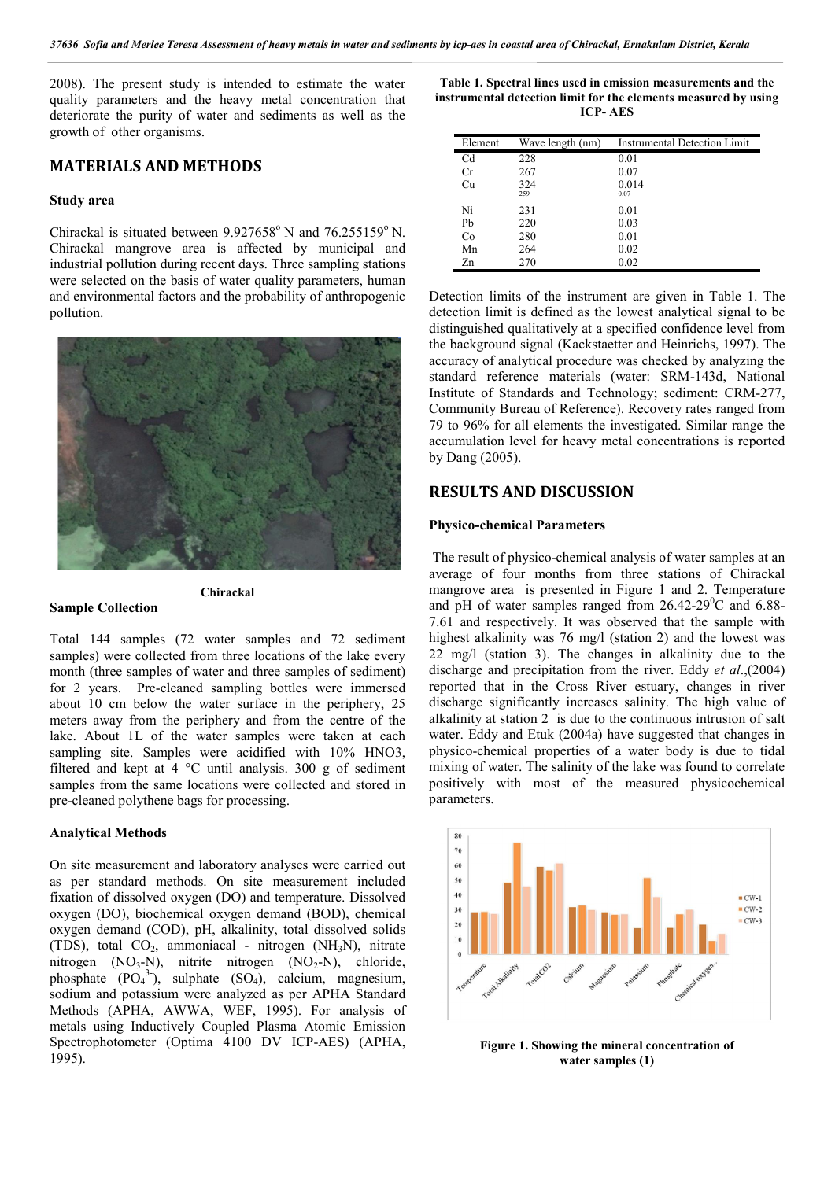2008). The present study is intended to estimate the water quality parameters and the heavy metal concentration that deteriorate the purity of water and sediments as well as the growth of other organisms.

## MATERIALS AND METHODS

### Study area

Chirackal is situated between 9.927658° N and 76.255159° N. Chirackal mangrove area is affected by municipal and industrial pollution during recent days. Three sampling stations were selected on the basis of water quality parameters, human and environmental factors and the probability of anthropogenic pollution.

**Chirackal**

### Sample Collection

Total 144 samples (72 water samples and 72 sediment samples) were collected from three locations of the lake every month (three samples of water and three samples of sediment) for 2 years. Pre-cleaned sampling bottles were immersed about 10 cm below the water surface in the periphery, 25 meters away from the periphery and from the centre of the lake. About 1L of the water samples were taken at each sampling site. Samples were acidified with 10% HNO3, filtered and kept at 4 °C until analysis. 300 g of sediment samples from the same locations were collected and stored in pre-cleaned polythene bags for processing.

### Analytical Methods

On site measurement and laboratory analyses were carried out as per standard methods. On site measurement included fixation of dissolved oxygen (DO) and temperature. Dissolved oxygen (DO), biochemical oxygen demand (BOD), chemical oxygen demand (COD), pH, alkalinity, total dissolved solids (TDS), total $CO_2$, ammoniacal - nitrogen ($NH_3N$), nitrate nitrogen ($NO_3$-N), nitrite nitrogen ($NO_2$-N), chloride, phosphate ($PO_4^{3-}$), sulphate ($SO_4$), calcium, magnesium, sodium and potassium were analyzed as per APHA Standard Methods (APHA, AWWA, WEF, 1995). For analysis of metals using Inductively Coupled Plasma Atomic Emission Spectrophotometer (Optima 4100 DV ICP-AES) (APHA, 1995).

**Table 1. Spectral lines used in emission measurements and the instrumental detection limit for the elements measured by using ICP- AES**

| Element | Wave length (nm) | Instrumental Detection Limit |
|---|---|---|
| Cd | 228 | 0.01 |
| Cr | 267 | 0.07 |
| Cu | 324<br>259 | 0.014<br>0.07 |
| Ni | 231 | 0.01 |
| Pb | 220 | 0.03 |
| Co | 280 | 0.01 |
| Mn | 264 | 0.02 |
| Zn | 270 | 0.02 |

Detection limits of the instrument are given in Table 1. The detection limit is defined as the lowest analytical signal to be distinguished qualitatively at a specified confidence level from the background signal (Kackstaetter and Heinrichs, 1997). The accuracy of analytical procedure was checked by analyzing the standard reference materials (water: SRM-143d, National Institute of Standards and Technology; sediment: CRM-277, Community Bureau of Reference). Recovery rates ranged from 79 to 96% for all elements the investigated. Similar range the accumulation level for heavy metal concentrations is reported by Dang (2005).

## RESULTS AND DISCUSSION

### Physico-chemical Parameters

The result of physico-chemical analysis of water samples at an average of four months from three stations of Chirackal mangrove area is presented in Figure 1 and 2. Temperature and pH of water samples ranged from 26.42-29°C and 6.88-7.61 and respectively. It was observed that the sample with highest alkalinity was 76 mg/l (station 2) and the lowest was 22 mg/l (station 3). The changes in alkalinity due to the discharge and precipitation from the river. Eddy *et al*.,(2004) reported that in the Cross River estuary, changes in river discharge significantly increases salinity. The high value of alkalinity at station 2 is due to the continuous intrusion of salt water. Eddy and Etuk (2004a) have suggested that changes in physico-chemical properties of a water body is due to tidal mixing of water. The salinity of the lake was found to correlate positively with most of the measured physicochemical parameters.

**Figure 1. Showing the mineral concentration of water samples (1)**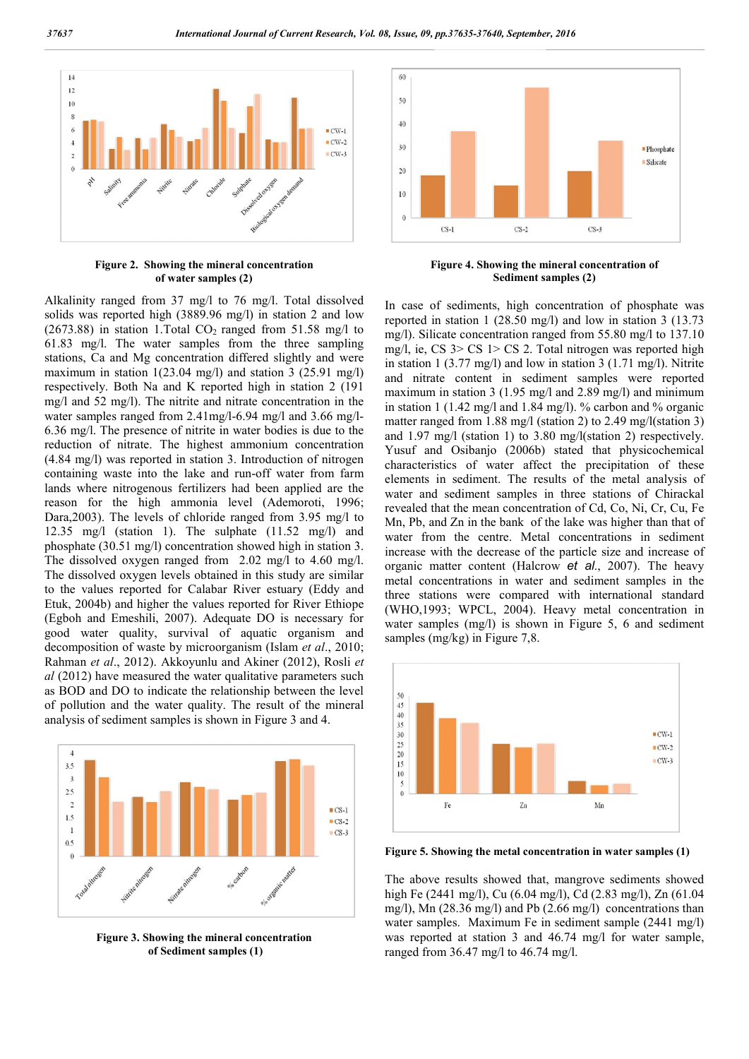Figure 2. Showing the mineral concentration of water samples (2)

Alkalinity ranged from 37 mg/l to 76 mg/l. Total dissolved solids was reported high (3889.96 mg/l) in station 2 and low (2673.88) in station 1.Total $CO_2$ ranged from 51.58 mg/l to 61.83 mg/l. The water samples from the three sampling stations, Ca and Mg concentration differed slightly and were maximum in station 1(23.04 mg/l) and station 3 (25.91 mg/l) respectively. Both Na and K reported high in station 2 (191 mg/l and 52 mg/l). The nitrite and nitrate concentration in the water samples ranged from 2.41mg/l-6.94 mg/l and 3.66 mg/l-6.36 mg/l. The presence of nitrite in water bodies is due to the reduction of nitrate. The highest ammonium concentration (4.84 mg/l) was reported in station 3. Introduction of nitrogen containing waste into the lake and run-off water from farm lands where nitrogenous fertilizers had been applied are the reason for the high ammonia level (Ademoroti, 1996; Dara,2003). The levels of chloride ranged from 3.95 mg/l to 12.35 mg/l (station 1). The sulphate (11.52 mg/l) and phosphate (30.51 mg/l) concentration showed high in station 3. The dissolved oxygen ranged from 2.02 mg/l to 4.60 mg/l. The dissolved oxygen levels obtained in this study are similar to the values reported for Calabar River estuary (Eddy and Etuk, 2004b) and higher the values reported for River Ethiope (Egboh and Emeshili, 2007). Adequate DO is necessary for good water quality, survival of aquatic organism and decomposition of waste by microorganism (Islam *et al*., 2010; Rahman *et al*., 2012). Akkoyunlu and Akiner (2012), Rosli *et al* (2012) have measured the water qualitative parameters such as BOD and DO to indicate the relationship between the level of pollution and the water quality. The result of the mineral analysis of sediment samples is shown in Figure 3 and 4.

Figure 3. Showing the mineral concentration of Sediment samples (1)

Figure 4. Showing the mineral concentration of Sediment samples (2)

In case of sediments, high concentration of phosphate was reported in station 1 (28.50 mg/l) and low in station 3 (13.73 mg/l). Silicate concentration ranged from 55.80 mg/l to 137.10 mg/l, ie, CS 3> CS 1> CS 2. Total nitrogen was reported high in station 1 (3.77 mg/l) and low in station 3 (1.71 mg/l). Nitrite and nitrate content in sediment samples were reported maximum in station 3 (1.95 mg/l and 2.89 mg/l) and minimum in station 1 (1.42 mg/l and 1.84 mg/l). % carbon and % organic matter ranged from 1.88 mg/l (station 2) to 2.49 mg/l(station 3) and 1.97 mg/l (station 1) to 3.80 mg/l(station 2) respectively. Yusuf and Osibanjo (2006b) stated that physicochemical characteristics of water affect the precipitation of these elements in sediment. The results of the metal analysis of water and sediment samples in three stations of Chirackal revealed that the mean concentration of Cd, Co, Ni, Cr, Cu, Fe Mn, Pb, and Zn in the bank of the lake was higher than that of water from the centre. Metal concentrations in sediment increase with the decrease of the particle size and increase of organic matter content (Halcrow *et al.*, 2007). The heavy metal concentrations in water and sediment samples in the three stations were compared with international standard (WHO,1993; WPCL, 2004). Heavy metal concentration in water samples (mg/l) is shown in Figure 5, 6 and sediment samples (mg/kg) in Figure 7,8.

Figure 5. Showing the metal concentration in water samples (1)

The above results showed that, mangrove sediments showed high Fe (2441 mg/l), Cu (6.04 mg/l), Cd (2.83 mg/l), Zn (61.04 mg/l), Mn (28.36 mg/l) and Pb (2.66 mg/l) concentrations than water samples. Maximum Fe in sediment sample (2441 mg/l) was reported at station 3 and 46.74 mg/l for water sample, ranged from 36.47 mg/l to 46.74 mg/l.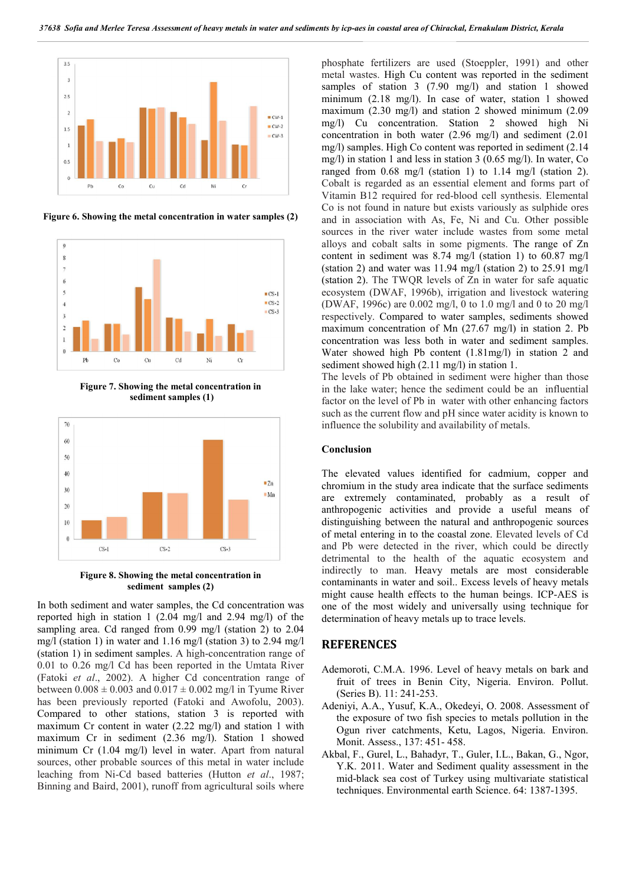Figure 6. Showing the metal concentration in water samples (2)

Figure 7. Showing the metal concentration in sediment samples (1)

Figure 8. Showing the metal concentration in sediment samples (2)

In both sediment and water samples, the Cd concentration was reported high in station 1 (2.04 mg/l and 2.94 mg/l) of the sampling area. Cd ranged from 0.99 mg/l (station 2) to 2.04 mg/l (station 1) in water and 1.16 mg/l (station 3) to 2.94 mg/l (station 1) in sediment samples. A high-concentration range of 0.01 to 0.26 mg/l Cd has been reported in the Umtata River (Fatoki *et al*., 2002). A higher Cd concentration range of between 0.008 ± 0.003 and 0.017 ± 0.002 mg/l in Tyume River has been previously reported (Fatoki and Awofolu, 2003). Compared to other stations, station 3 is reported with maximum Cr content in water (2.22 mg/l) and station 1 with maximum Cr in sediment (2.36 mg/l). Station 1 showed minimum Cr (1.04 mg/l) level in water. Apart from natural sources, other probable sources of this metal in water include leaching from Ni-Cd based batteries (Hutton *et al*., 1987; Binning and Baird, 2001), runoff from agricultural soils where phosphate fertilizers are used (Stoeppler, 1991) and other metal wastes. High Cu content was reported in the sediment samples of station 3 (7.90 mg/l) and station 1 showed minimum (2.18 mg/l). In case of water, station 1 showed maximum (2.30 mg/l) and station 2 showed minimum (2.09 mg/l) Cu concentration. Station 2 showed high Ni concentration in both water (2.96 mg/l) and sediment (2.01 mg/l) samples. High Co content was reported in sediment (2.14 mg/l) in station 1 and less in station 3 (0.65 mg/l). In water, Co ranged from 0.68 mg/l (station 1) to 1.14 mg/l (station 2). Cobalt is regarded as an essential element and forms part of Vitamin B12 required for red-blood cell synthesis. Elemental Co is not found in nature but exists variously as sulphide ores and in association with As, Fe, Ni and Cu. Other possible sources in the river water include wastes from some metal alloys and cobalt salts in some pigments. The range of Zn content in sediment was 8.74 mg/l (station 1) to 60.87 mg/l (station 2) and water was 11.94 mg/l (station 3) to 25.91 mg/l (station 2). The TWQR levels of Zn in water for safe aquatic ecosystem (DWAF, 1996b), irrigation and livestock watering (DWAF, 1996c) are 0.002 mg/l, 0 to 1.0 mg/l and 0 to 20 mg/l respectively. Compared to water samples, sediments showed maximum concentration of Mn (27.67 mg/l) in station 2. Pb concentration was less both in water and sediment samples. Water showed high Pb content (1.81mg/l) in station 2 and sediment showed high (2.11 mg/l) in station 1.

The levels of Pb obtained in sediment were higher than those in the lake water; hence the sediment could be an influential factor on the level of Pb in water with other enhancing factors such as the current flow and pH since water acidity is known to influence the solubility and availability of metals.

### Conclusion

The elevated values identified for cadmium, copper and chromium in the study area indicate that the surface sediments are extremely contaminated, probably as a result of anthropogenic activities and provide a useful means of distinguishing between the natural and anthropogenic sources of metal entering in to the coastal zone. Elevated levels of Cd and Pb were detected in the river, which could be directly detrimental to the health of the aquatic ecosystem and indirectly to man. Heavy metals are most considerable contaminants in water and soil.. Excess levels of heavy metals might cause health effects to the human beings. ICP-AES is one of the most widely and universally using technique for determination of heavy metals up to trace levels.

## REFERENCES

Ademoroti, C.M.A. 1996. Level of heavy metals on bark and fruit of trees in Benin City, Nigeria. Environ. Pollut. (Series B). 11: 241-253.

Adeniyi, A.A., Yusuf, K.A., Okedeyi, O. 2008. Assessment of the exposure of two fish species to metals pollution in the Ogun river catchments, Ketu, Lagos, Nigeria. Environ. Monit. Assess., 137: 451- 458.

Akbal, F., Gurel, L., Bahadyr, T., Guler, I.L., Bakan, G., Ngor, Y.K. 2011. Water and Sediment quality assessment in the mid-black sea cost of Turkey using multivariate statistical techniques. Environmental earth Science. 64: 1387-1395.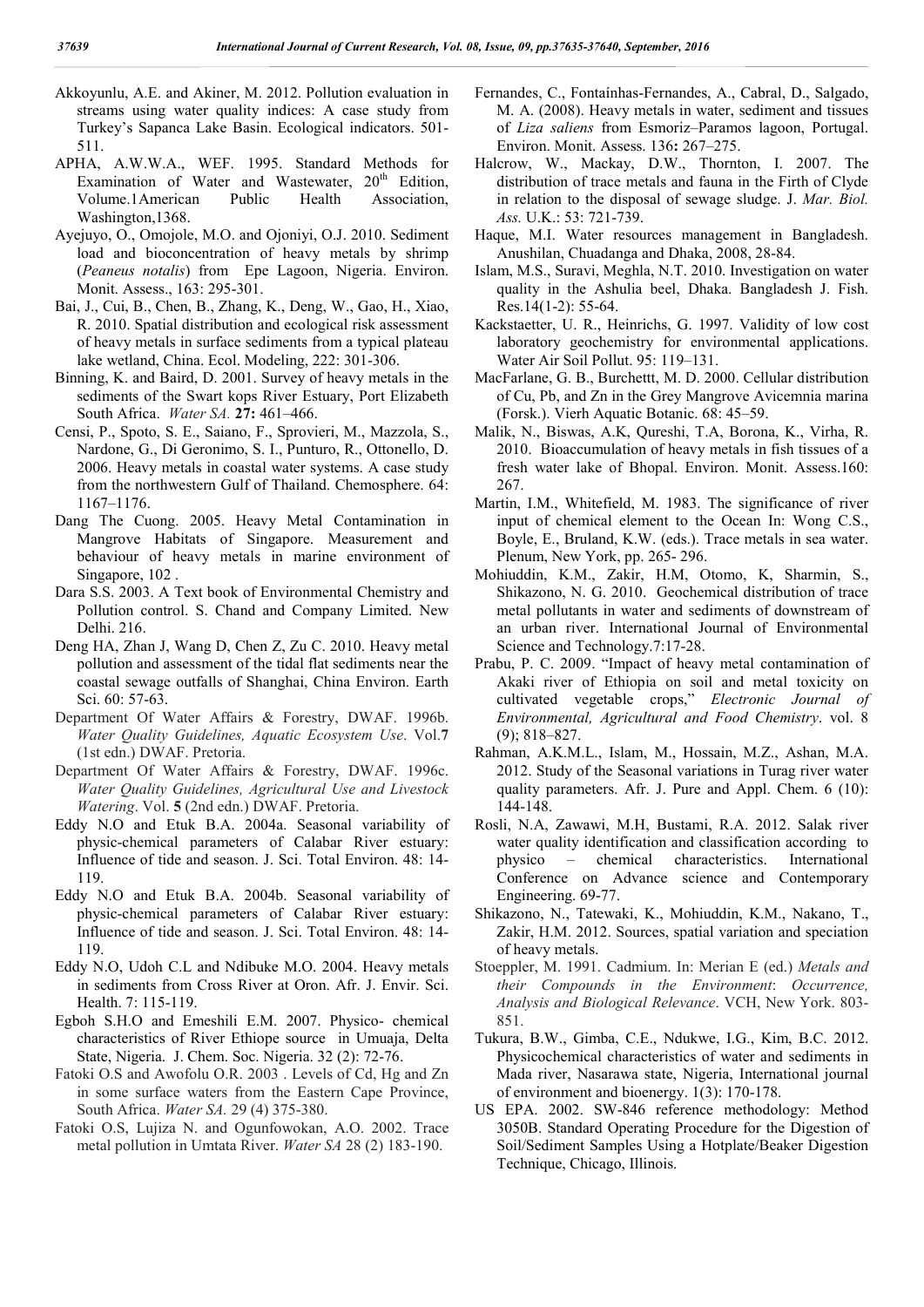Akkoyunlu, A.E. and Akiner, M. 2012. Pollution evaluation in streams using water quality indices: A case study from Turkey's Sapanca Lake Basin. Ecological indicators. 501-511.

APHA, A.W.W.A., WEF. 1995. Standard Methods for Examination of Water and Wastewater, 20th Edition, Volume.1American Public Health Association, Washington,1368.

Ayejuyo, O., Omojole, M.O. and Ojoniyi, O.J. 2010. Sediment load and bioconcentration of heavy metals by shrimp (*Peaneus notalis*) from Epe Lagoon, Nigeria. Environ. Monit. Assess., 163: 295-301.

Bai, J., Cui, B., Chen, B., Zhang, K., Deng, W., Gao, H., Xiao, R. 2010. Spatial distribution and ecological risk assessment of heavy metals in surface sediments from a typical plateau lake wetland, China. Ecol. Modeling, 222: 301-306.

Binning, K. and Baird, D. 2001. Survey of heavy metals in the sediments of the Swart kops River Estuary, Port Elizabeth South Africa. *Water SA.* **27:** 461–466.

Censi, P., Spoto, S. E., Saiano, F., Sprovieri, M., Mazzola, S., Nardone, G., Di Geronimo, S. I., Punturo, R., Ottonello, D. 2006. Heavy metals in coastal water systems. A case study from the northwestern Gulf of Thailand. Chemosphere. 64: 1167–1176.

Dang The Cuong. 2005. Heavy Metal Contamination in Mangrove Habitats of Singapore. Measurement and behaviour of heavy metals in marine environment of Singapore, 102 .

Dara S.S. 2003. A Text book of Environmental Chemistry and Pollution control. S. Chand and Company Limited. New Delhi. 216.

Deng HA, Zhan J, Wang D, Chen Z, Zu C. 2010. Heavy metal pollution and assessment of the tidal flat sediments near the coastal sewage outfalls of Shanghai, China Environ. Earth Sci. 60: 57-63.

Department Of Water Affairs & Forestry, DWAF. 1996b. *Water Quality Guidelines, Aquatic Ecosystem Use*. Vol.**7** (1st edn.) DWAF. Pretoria.

Department Of Water Affairs & Forestry, DWAF. 1996c. *Water Quality Guidelines, Agricultural Use and Livestock Watering*. Vol. **5** (2nd edn.) DWAF. Pretoria.

Eddy N.O and Etuk B.A. 2004a. Seasonal variability of physic-chemical parameters of Calabar River estuary: Influence of tide and season. J. Sci. Total Environ. 48: 14-119.

Eddy N.O and Etuk B.A. 2004b. Seasonal variability of physic-chemical parameters of Calabar River estuary: Influence of tide and season. J. Sci. Total Environ. 48: 14-119.

Eddy N.O, Udoh C.L and Ndibuke M.O. 2004. Heavy metals in sediments from Cross River at Oron. Afr. J. Envir. Sci. Health. 7: 115-119.

Egboh S.H.O and Emeshili E.M. 2007. Physico- chemical characteristics of River Ethiope source in Umuaja, Delta State, Nigeria. J. Chem. Soc. Nigeria. 32 (2): 72-76.

Fatoki O.S and Awofolu O.R. 2003 . Levels of Cd, Hg and Zn in some surface waters from the Eastern Cape Province, South Africa. *Water SA.* 29 (4) 375-380.

Fatoki O.S, Lujiza N. and Ogunfowokan, A.O. 2002. Trace metal pollution in Umtata River. *Water SA* 28 (2) 183-190.

Fernandes, C., Fontaínhas-Fernandes, A., Cabral, D., Salgado, M. A. (2008). Heavy metals in water, sediment and tissues of *Liza saliens* from Esmoriz–Paramos lagoon, Portugal. Environ. Monit. Assess. 136**:** 267–275.

Halcrow, W., Mackay, D.W., Thornton, I. 2007. The distribution of trace metals and fauna in the Firth of Clyde in relation to the disposal of sewage sludge. J. *Mar. Biol. Ass.* U.K.: 53: 721-739.

Haque, M.I. Water resources management in Bangladesh. Anushilan, Chuadanga and Dhaka, 2008, 28-84.

Islam, M.S., Suravi, Meghla, N.T. 2010. Investigation on water quality in the Ashulia beel, Dhaka. Bangladesh J. Fish. Res.14(1-2): 55-64.

Kackstaetter, U. R., Heinrichs, G. 1997. Validity of low cost laboratory geochemistry for environmental applications. Water Air Soil Pollut. 95: 119–131.

MacFarlane, G. B., Burchettt, M. D. 2000. Cellular distribution of Cu, Pb, and Zn in the Grey Mangrove Avicemnia marina (Forsk.). Vierh Aquatic Botanic. 68: 45–59.

Malik, N., Biswas, A.K, Qureshi, T.A, Borona, K., Virha, R. 2010. Bioaccumulation of heavy metals in fish tissues of a fresh water lake of Bhopal. Environ. Monit. Assess.160: 267.

Martin, I.M., Whitefield, M. 1983. The significance of river input of chemical element to the Ocean In: Wong C.S., Boyle, E., Bruland, K.W. (eds.). Trace metals in sea water. Plenum, New York, pp. 265- 296.

Mohiuddin, K.M., Zakir, H.M, Otomo, K, Sharmin, S., Shikazono, N. G. 2010. Geochemical distribution of trace metal pollutants in water and sediments of downstream of an urban river. International Journal of Environmental Science and Technology.7:17-28.

Prabu, P. C. 2009. "Impact of heavy metal contamination of Akaki river of Ethiopia on soil and metal toxicity on cultivated vegetable crops," *Electronic Journal of Environmental, Agricultural and Food Chemistry*. vol. 8 (9); 818–827.

Rahman, A.K.M.L., Islam, M., Hossain, M.Z., Ashan, M.A. 2012. Study of the Seasonal variations in Turag river water quality parameters. Afr. J. Pure and Appl. Chem. 6 (10): 144-148.

Rosli, N.A, Zawawi, M.H, Bustami, R.A. 2012. Salak river water quality identification and classification according to physico – chemical characteristics. International Conference on Advance science and Contemporary Engineering. 69-77.

Shikazono, N., Tatewaki, K., Mohiuddin, K.M., Nakano, T., Zakir, H.M. 2012. Sources, spatial variation and speciation of heavy metals.

Stoeppler, M. 1991. Cadmium. In: Merian E (ed.) *Metals and their Compounds in the Environment*: *Occurrence, Analysis and Biological Relevance*. VCH, New York. 803-851.

Tukura, B.W., Gimba, C.E., Ndukwe, I.G., Kim, B.C. 2012. Physicochemical characteristics of water and sediments in Mada river, Nasarawa state, Nigeria, International journal of environment and bioenergy. 1(3): 170-178.

US EPA. 2002. SW-846 reference methodology: Method 3050B. Standard Operating Procedure for the Digestion of Soil/Sediment Samples Using a Hotplate/Beaker Digestion Technique, Chicago, Illinois.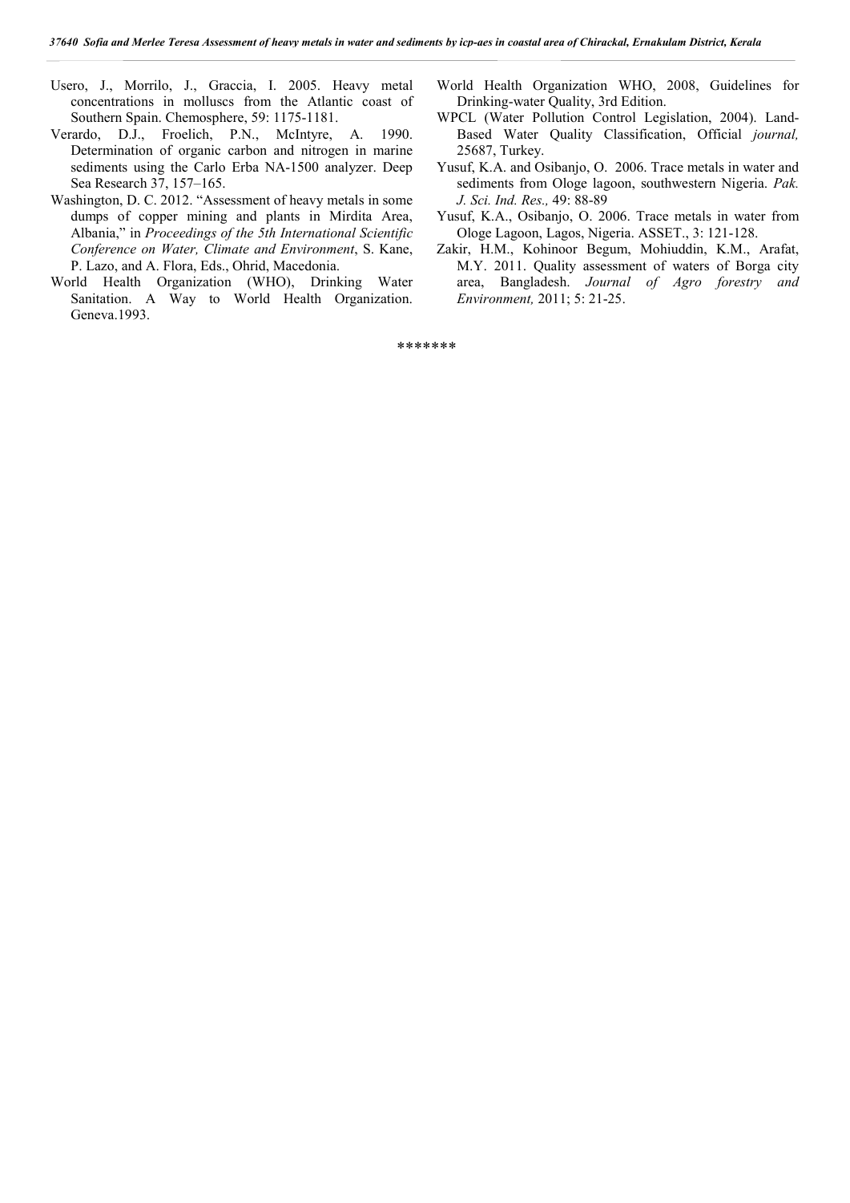Usero, J., Morrilo, J., Graccia, I. 2005. Heavy metal concentrations in molluscs from the Atlantic coast of Southern Spain. Chemosphere, 59: 1175-1181.

Verardo, D.J., Froelich, P.N., McIntyre, A. 1990. Determination of organic carbon and nitrogen in marine sediments using the Carlo Erba NA-1500 analyzer. Deep Sea Research 37, 157–165.

Washington, D. C. 2012. "Assessment of heavy metals in some dumps of copper mining and plants in Mirdita Area, Albania," in *Proceedings of the 5th International Scientific Conference on Water, Climate and Environment*, S. Kane, P. Lazo, and A. Flora, Eds., Ohrid, Macedonia.

World Health Organization (WHO), Drinking Water Sanitation. A Way to World Health Organization. Geneva.1993.

World Health Organization WHO, 2008, Guidelines for Drinking-water Quality, 3rd Edition.

WPCL (Water Pollution Control Legislation, 2004). Land-Based Water Quality Classification, Official *journal,* 25687, Turkey.

Yusuf, K.A. and Osibanjo, O. 2006. Trace metals in water and sediments from Ologe lagoon, southwestern Nigeria. *Pak. J. Sci. Ind. Res.,* 49: 88-89

Yusuf, K.A., Osibanjo, O. 2006. Trace metals in water from Ologe Lagoon, Lagos, Nigeria. ASSET., 3: 121-128.

Zakir, H.M., Kohinoor Begum, Mohiuddin, K.M., Arafat, M.Y. 2011. Quality assessment of waters of Borga city area, Bangladesh. *Journal of Agro forestry and Environment,* 2011; 5: 21-25.

*******